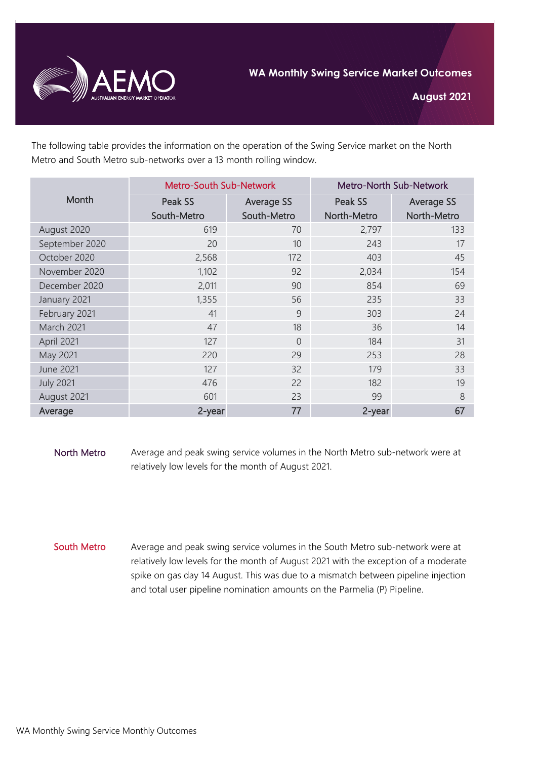# WA Monthly Swing Service Market Outcomes

## August 2021

The following table provides the information on the operation of the Swing Service market on the North Metro and South Metro sub-networks over a 13 month rolling window.

| Month | Metro-South Sub-Network | | Metro-North Sub-Network | |
|---|---|---|---|---|
| | Peak SS South-Metro | Average SS South-Metro | Peak SS North-Metro | Average SS North-Metro |
| August 2020 | 619 | 70 | 2,797 | 133 |
| September 2020 | 20 | 10 | 243 | 17 |
| October 2020 | 2,568 | 172 | 403 | 45 |
| November 2020 | 1,102 | 92 | 2,034 | 154 |
| December 2020 | 2,011 | 90 | 854 | 69 |
| January 2021 | 1,355 | 56 | 235 | 33 |
| February 2021 | 41 | 9 | 303 | 24 |
| March 2021 | 47 | 18 | 36 | 14 |
| April 2021 | 127 | 0 | 184 | 31 |
| May 2021 | 220 | 29 | 253 | 28 |
| June 2021 | 127 | 32 | 179 | 33 |
| July 2021 | 476 | 22 | 182 | 19 |
| August 2021 | 601 | 23 | 99 | 8 |
| **Average** | **2-year** | **77** | **2-year** | **67** |

**North Metro**

Average and peak swing service volumes in the North Metro sub-network were at relatively low levels for the month of August 2021.

**South Metro**

Average and peak swing service volumes in the South Metro sub-network were at relatively low levels for the month of August 2021 with the exception of a moderate spike on gas day 14 August. This was due to a mismatch between pipeline injection and total user pipeline nomination amounts on the Parmelia (P) Pipeline.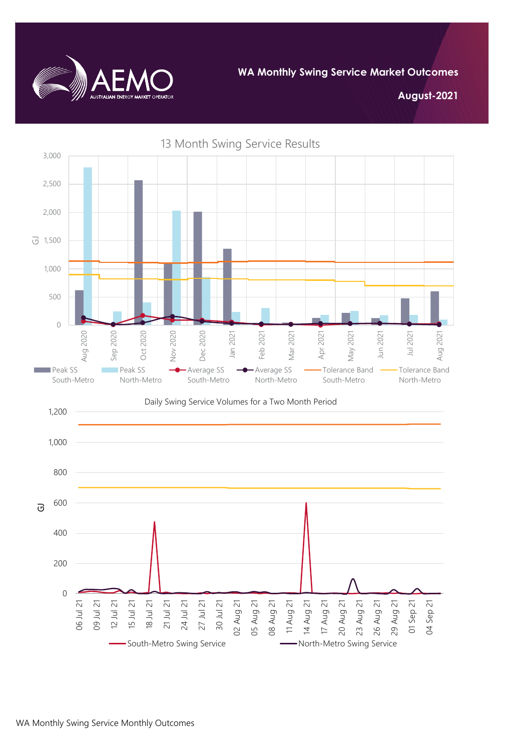# WA Monthly Swing Service Market Outcomes

**August-2021**

13 Month Swing Service Results

GJ

3,000
2,500
2,000
1,500
1,000
500
0

Aug 2020, Sep 2020, Oct 2020, Nov 2020, Dec 2020, Jan 2021, Feb 2021, Mar 2021, Apr 2021, May 2021, Jun 2021, Jul 2021, Aug 2021

Peak SS South-Metro | Peak SS North-Metro | Average SS South-Metro | Average SS North-Metro | Tolerance Band South-Metro | Tolerance Band North-Metro

Daily Swing Service Volumes for a Two Month Period

GJ

1,200
1,000
800
600
400
200
0

06 Jul 21, 09 Jul 21, 12 Jul 21, 15 Jul 21, 18 Jul 21, 21 Jul 21, 24 Jul 21, 27 Jul 21, 30 Jul 21, 02 Aug 21, 05 Aug 21, 08 Aug 21, 11 Aug 21, 14 Aug 21, 17 Aug 21, 20 Aug 21, 23 Aug 21, 26 Aug 21, 29 Aug 21, 01 Sep 21, 04 Sep 21

South-Metro Swing Service | North-Metro Swing Service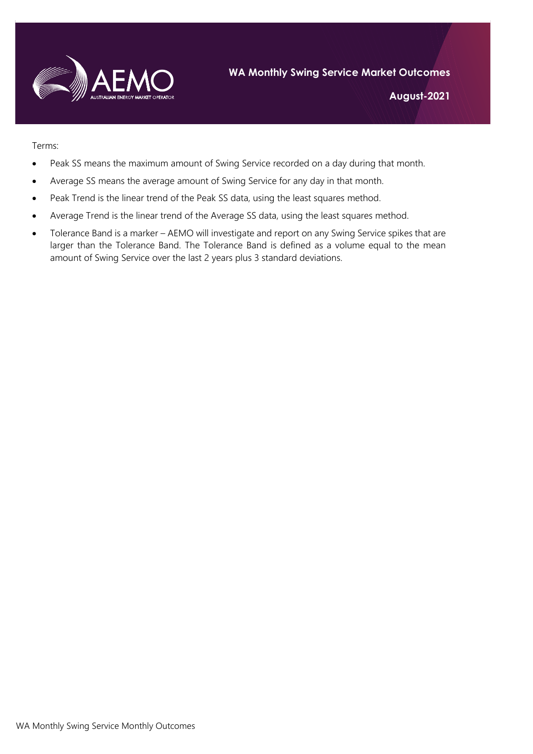# WA Monthly Swing Service Market Outcomes

**August-2021**

Terms:

- Peak SS means the maximum amount of Swing Service recorded on a day during that month.
- Average SS means the average amount of Swing Service for any day in that month.
- Peak Trend is the linear trend of the Peak SS data, using the least squares method.
- Average Trend is the linear trend of the Average SS data, using the least squares method.
- Tolerance Band is a marker – AEMO will investigate and report on any Swing Service spikes that are larger than the Tolerance Band. The Tolerance Band is defined as a volume equal to the mean amount of Swing Service over the last 2 years plus 3 standard deviations.